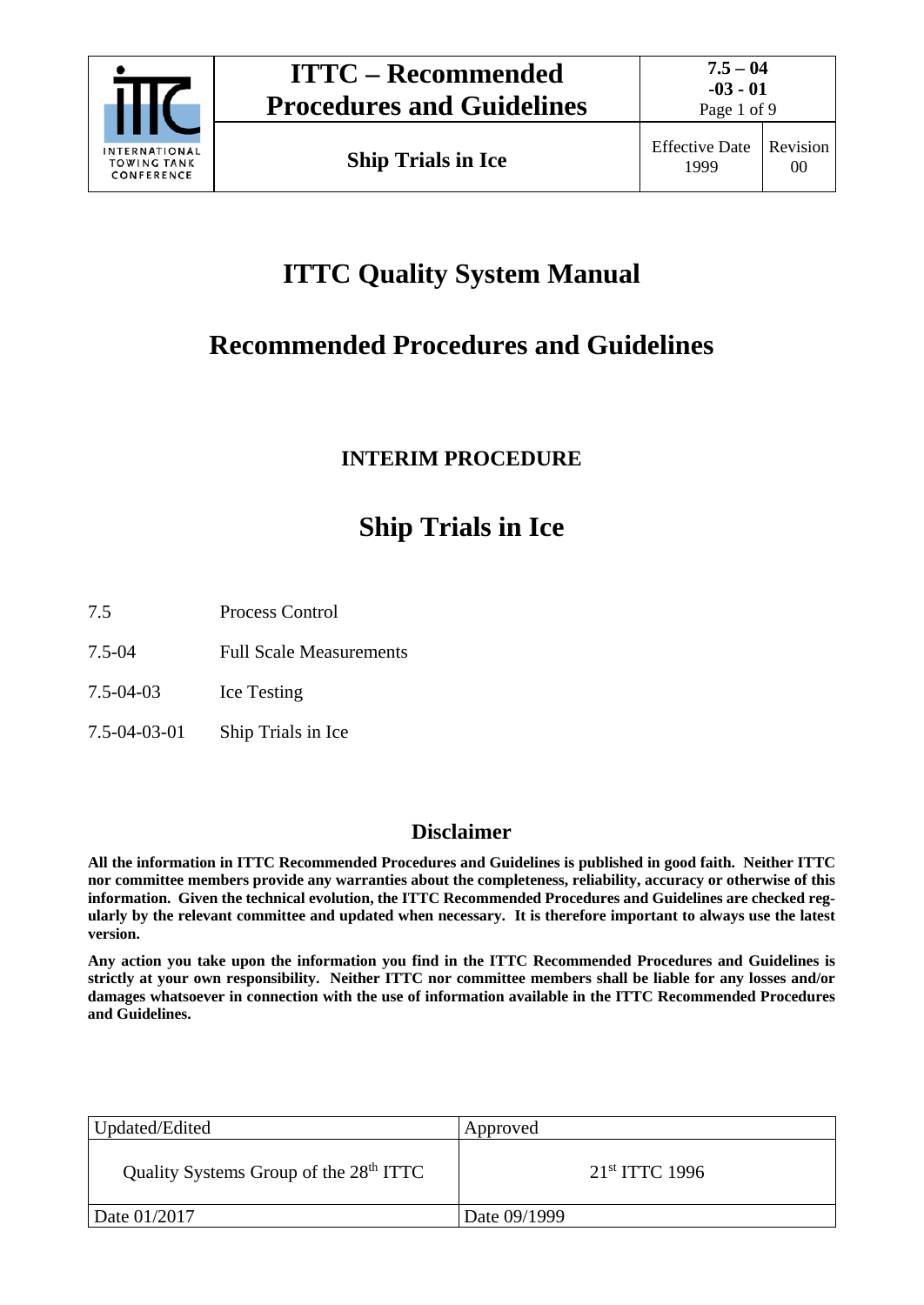# ITTC Quality System Manual

# Recommended Procedures and Guidelines

### INTERIM PROCEDURE

# Ship Trials in Ice

| | |
|---|---|
| 7.5 | Process Control |
| 7.5-04 | Full Scale Measurements |
| 7.5-04-03 | Ice Testing |
| 7.5-04-03-01 | Ship Trials in Ice |

## Disclaimer

**All the information in ITTC Recommended Procedures and Guidelines is published in good faith. Neither ITTC nor committee members provide any warranties about the completeness, reliability, accuracy or otherwise of this information. Given the technical evolution, the ITTC Recommended Procedures and Guidelines are checked regularly by the relevant committee and updated when necessary. It is therefore important to always use the latest version.**

**Any action you take upon the information you find in the ITTC Recommended Procedures and Guidelines is strictly at your own responsibility. Neither ITTC nor committee members shall be liable for any losses and/or damages whatsoever in connection with the use of information available in the ITTC Recommended Procedures and Guidelines.**

| Updated/Edited | Approved |
|---|---|
| Quality Systems Group of the 28th ITTC | 21st ITTC 1996 |
| Date 01/2017 | Date 09/1999 |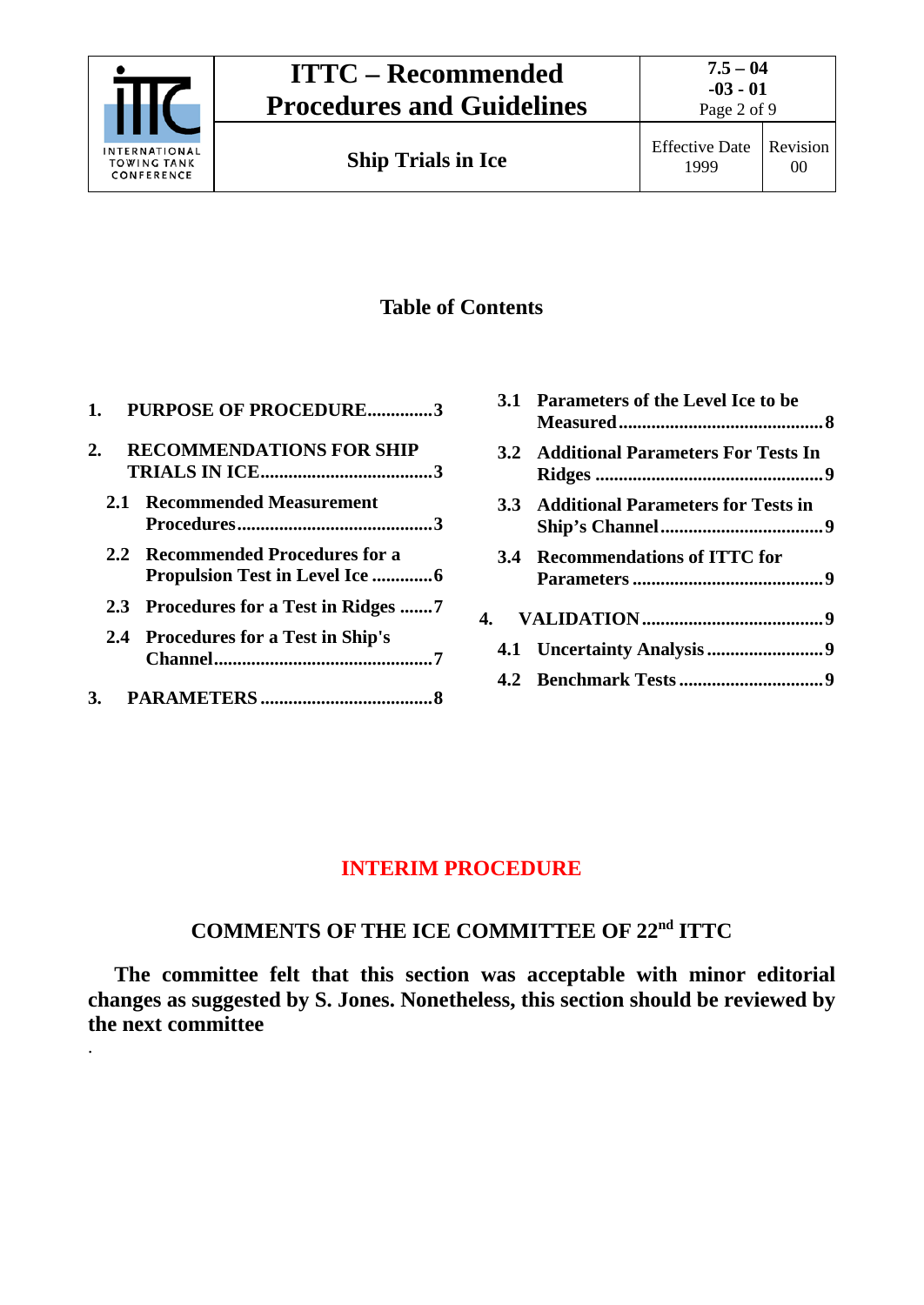## Table of Contents

1. PURPOSE OF PROCEDURE..............3
2. RECOMMENDATIONS FOR SHIP TRIALS IN ICE.....................................3
   - 2.1 Recommended Measurement Procedures..........................................3
   - 2.2 Recommended Procedures for a Propulsion Test in Level Ice .............6
   - 2.3 Procedures for a Test in Ridges .......7
   - 2.4 Procedures for a Test in Ship's Channel...............................................7
3. PARAMETERS .....................................8
   - 3.1 Parameters of the Level Ice to be Measured............................................8
   - 3.2 Additional Parameters For Tests In Ridges ................................................9
   - 3.3 Additional Parameters for Tests in Ship's Channel..................................9
   - 3.4 Recommendations of ITTC for Parameters .........................................9
4. VALIDATION.......................................9
   - 4.1 Uncertainty Analysis .........................9
   - 4.2 Benchmark Tests ...............................9

**INTERIM PROCEDURE**

**COMMENTS OF THE ICE COMMITTEE OF 22nd ITTC**

**The committee felt that this section was acceptable with minor editorial changes as suggested by S. Jones. Nonetheless, this section should be reviewed by the next committee**

.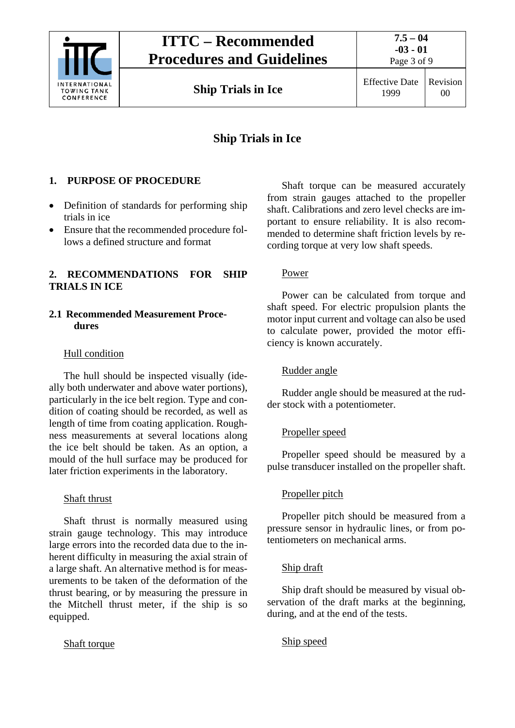# Ship Trials in Ice

## 1. PURPOSE OF PROCEDURE

- Definition of standards for performing ship trials in ice
- Ensure that the recommended procedure follows a defined structure and format

## 2. RECOMMENDATIONS FOR SHIP TRIALS IN ICE

### 2.1 Recommended Measurement Procedures

Hull condition

The hull should be inspected visually (ideally both underwater and above water portions), particularly in the ice belt region. Type and condition of coating should be recorded, as well as length of time from coating application. Roughness measurements at several locations along the ice belt should be taken. As an option, a mould of the hull surface may be produced for later friction experiments in the laboratory.

Shaft thrust

Shaft thrust is normally measured using strain gauge technology. This may introduce large errors into the recorded data due to the inherent difficulty in measuring the axial strain of a large shaft. An alternative method is for measurements to be taken of the deformation of the thrust bearing, or by measuring the pressure in the Mitchell thrust meter, if the ship is so equipped.

Shaft torque

Shaft torque can be measured accurately from strain gauges attached to the propeller shaft. Calibrations and zero level checks are important to ensure reliability. It is also recommended to determine shaft friction levels by recording torque at very low shaft speeds.

Power

Power can be calculated from torque and shaft speed. For electric propulsion plants the motor input current and voltage can also be used to calculate power, provided the motor efficiency is known accurately.

Rudder angle

Rudder angle should be measured at the rudder stock with a potentiometer.

Propeller speed

Propeller speed should be measured by a pulse transducer installed on the propeller shaft.

Propeller pitch

Propeller pitch should be measured from a pressure sensor in hydraulic lines, or from potentiometers on mechanical arms.

Ship draft

Ship draft should be measured by visual observation of the draft marks at the beginning, during, and at the end of the tests.

Ship speed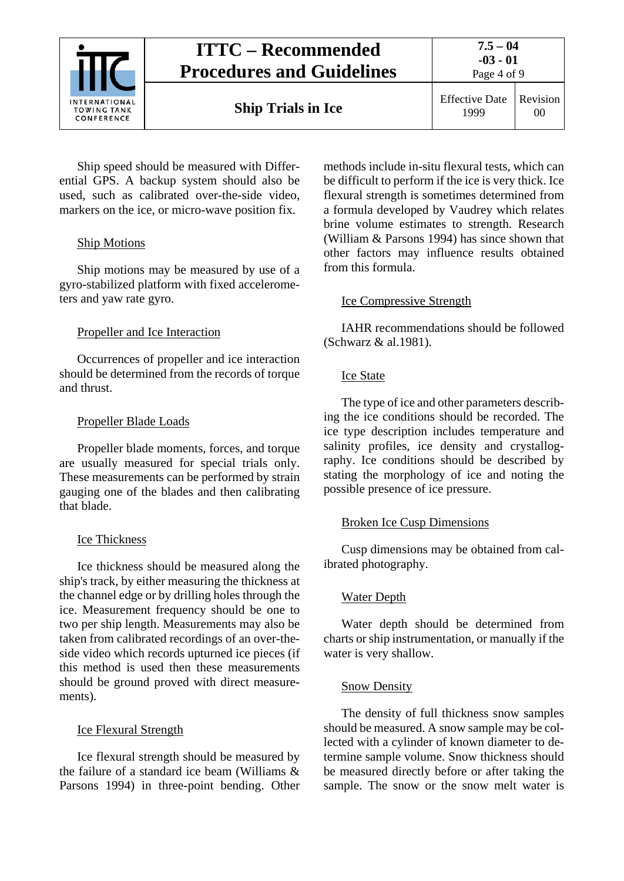Ship speed should be measured with Differential GPS. A backup system should also be used, such as calibrated over-the-side video, markers on the ice, or micro-wave position fix.

Ship Motions

Ship motions may be measured by use of a gyro-stabilized platform with fixed accelerometers and yaw rate gyro.

Propeller and Ice Interaction

Occurrences of propeller and ice interaction should be determined from the records of torque and thrust.

Propeller Blade Loads

Propeller blade moments, forces, and torque are usually measured for special trials only. These measurements can be performed by strain gauging one of the blades and then calibrating that blade.

Ice Thickness

Ice thickness should be measured along the ship's track, by either measuring the thickness at the channel edge or by drilling holes through the ice. Measurement frequency should be one to two per ship length. Measurements may also be taken from calibrated recordings of an over-the-side video which records upturned ice pieces (if this method is used then these measurements should be ground proved with direct measurements).

Ice Flexural Strength

Ice flexural strength should be measured by the failure of a standard ice beam (Williams & Parsons 1994) in three-point bending. Other methods include in-situ flexural tests, which can be difficult to perform if the ice is very thick. Ice flexural strength is sometimes determined from a formula developed by Vaudrey which relates brine volume estimates to strength. Research (William & Parsons 1994) has since shown that other factors may influence results obtained from this formula.

Ice Compressive Strength

IAHR recommendations should be followed (Schwarz & al.1981).

Ice State

The type of ice and other parameters describing the ice conditions should be recorded. The ice type description includes temperature and salinity profiles, ice density and crystallography. Ice conditions should be described by stating the morphology of ice and noting the possible presence of ice pressure.

Broken Ice Cusp Dimensions

Cusp dimensions may be obtained from calibrated photography.

Water Depth

Water depth should be determined from charts or ship instrumentation, or manually if the water is very shallow.

Snow Density

The density of full thickness snow samples should be measured. A snow sample may be collected with a cylinder of known diameter to determine sample volume. Snow thickness should be measured directly before or after taking the sample. The snow or the snow melt water is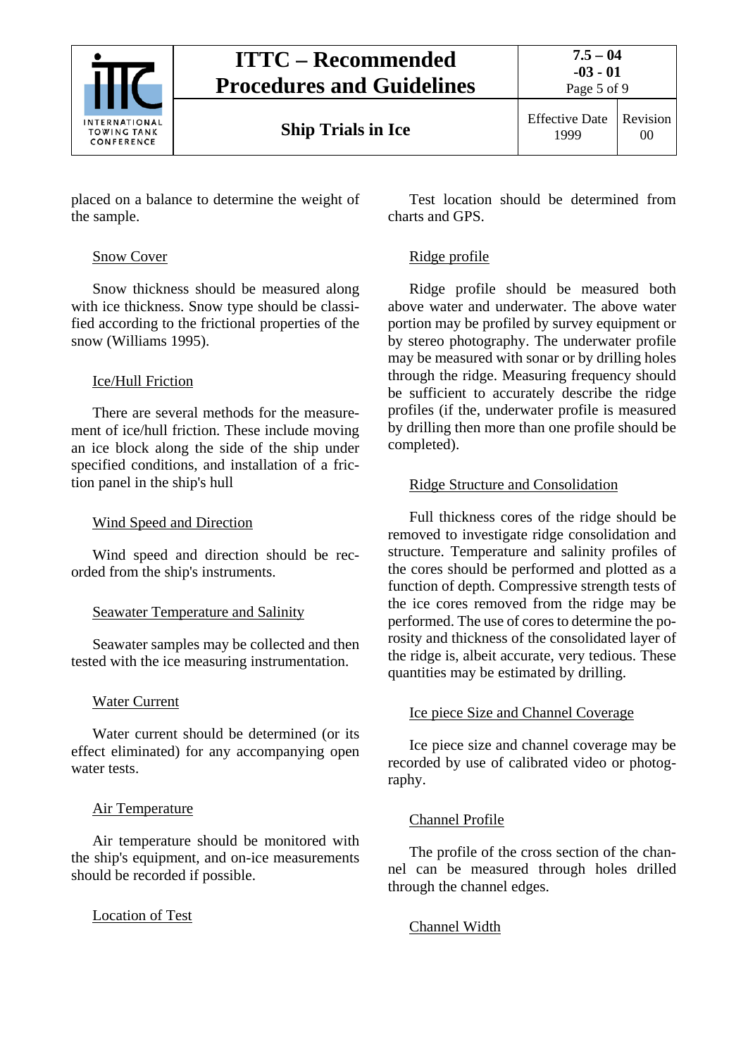placed on a balance to determine the weight of the sample.

Snow Cover

Snow thickness should be measured along with ice thickness. Snow type should be classified according to the frictional properties of the snow (Williams 1995).

Ice/Hull Friction

There are several methods for the measurement of ice/hull friction. These include moving an ice block along the side of the ship under specified conditions, and installation of a friction panel in the ship's hull

Wind Speed and Direction

Wind speed and direction should be recorded from the ship's instruments.

Seawater Temperature and Salinity

Seawater samples may be collected and then tested with the ice measuring instrumentation.

Water Current

Water current should be determined (or its effect eliminated) for any accompanying open water tests.

Air Temperature

Air temperature should be monitored with the ship's equipment, and on-ice measurements should be recorded if possible.

Location of Test

Test location should be determined from charts and GPS.

Ridge profile

Ridge profile should be measured both above water and underwater. The above water portion may be profiled by survey equipment or by stereo photography. The underwater profile may be measured with sonar or by drilling holes through the ridge. Measuring frequency should be sufficient to accurately describe the ridge profiles (if the, underwater profile is measured by drilling then more than one profile should be completed).

Ridge Structure and Consolidation

Full thickness cores of the ridge should be removed to investigate ridge consolidation and structure. Temperature and salinity profiles of the cores should be performed and plotted as a function of depth. Compressive strength tests of the ice cores removed from the ridge may be performed. The use of cores to determine the porosity and thickness of the consolidated layer of the ridge is, albeit accurate, very tedious. These quantities may be estimated by drilling.

Ice piece Size and Channel Coverage

Ice piece size and channel coverage may be recorded by use of calibrated video or photography.

Channel Profile

The profile of the cross section of the channel can be measured through holes drilled through the channel edges.

Channel Width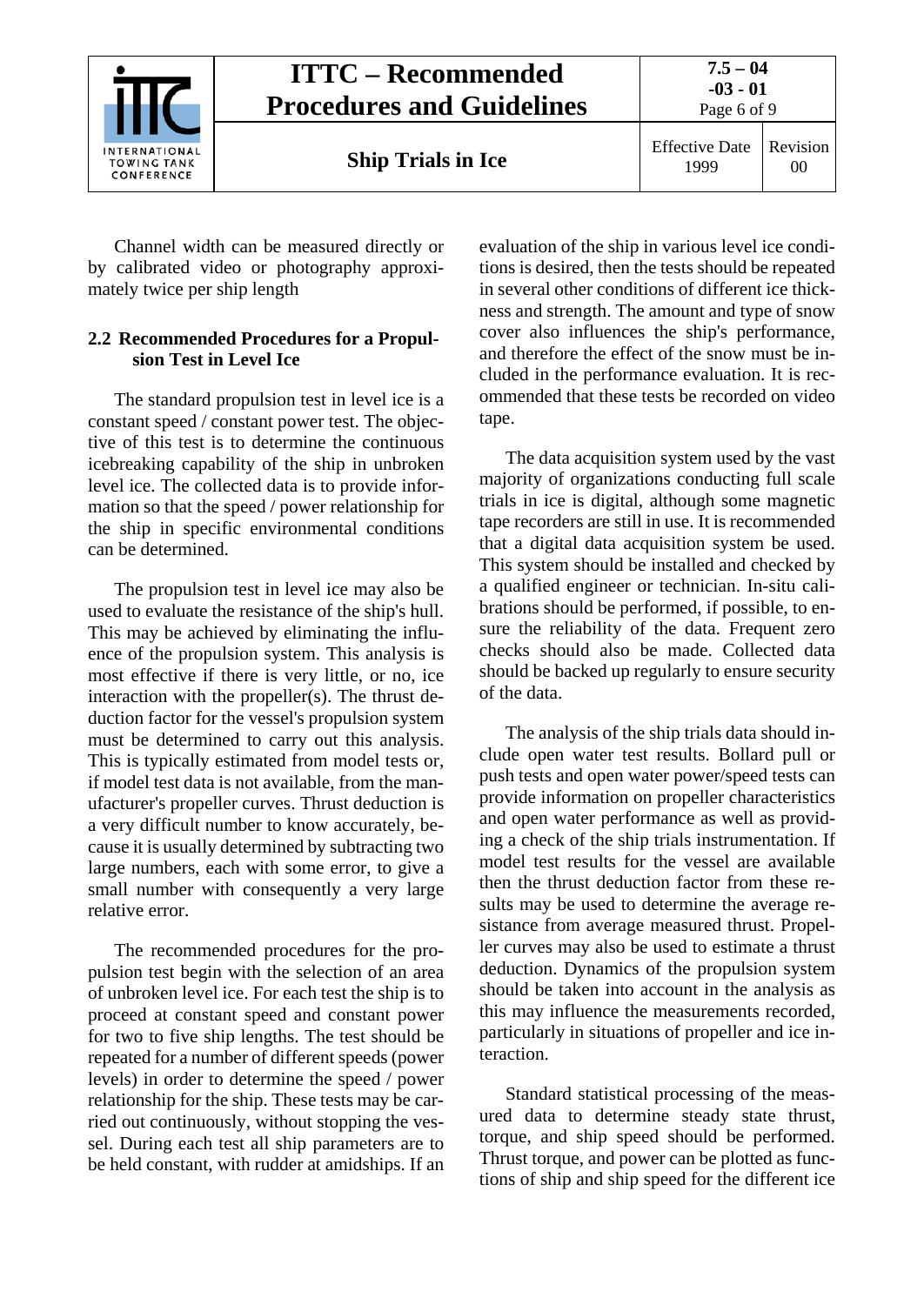Channel width can be measured directly or by calibrated video or photography approximately twice per ship length

### 2.2 Recommended Procedures for a Propulsion Test in Level Ice

The standard propulsion test in level ice is a constant speed / constant power test. The objective of this test is to determine the continuous icebreaking capability of the ship in unbroken level ice. The collected data is to provide information so that the speed / power relationship for the ship in specific environmental conditions can be determined.

The propulsion test in level ice may also be used to evaluate the resistance of the ship's hull. This may be achieved by eliminating the influence of the propulsion system. This analysis is most effective if there is very little, or no, ice interaction with the propeller(s). The thrust deduction factor for the vessel's propulsion system must be determined to carry out this analysis. This is typically estimated from model tests or, if model test data is not available, from the manufacturer's propeller curves. Thrust deduction is a very difficult number to know accurately, because it is usually determined by subtracting two large numbers, each with some error, to give a small number with consequently a very large relative error.

The recommended procedures for the propulsion test begin with the selection of an area of unbroken level ice. For each test the ship is to proceed at constant speed and constant power for two to five ship lengths. The test should be repeated for a number of different speeds (power levels) in order to determine the speed / power relationship for the ship. These tests may be carried out continuously, without stopping the vessel. During each test all ship parameters are to be held constant, with rudder at amidships. If an evaluation of the ship in various level ice conditions is desired, then the tests should be repeated in several other conditions of different ice thickness and strength. The amount and type of snow cover also influences the ship's performance, and therefore the effect of the snow must be included in the performance evaluation. It is recommended that these tests be recorded on video tape.

The data acquisition system used by the vast majority of organizations conducting full scale trials in ice is digital, although some magnetic tape recorders are still in use. It is recommended that a digital data acquisition system be used. This system should be installed and checked by a qualified engineer or technician. In-situ calibrations should be performed, if possible, to ensure the reliability of the data. Frequent zero checks should also be made. Collected data should be backed up regularly to ensure security of the data.

The analysis of the ship trials data should include open water test results. Bollard pull or push tests and open water power/speed tests can provide information on propeller characteristics and open water performance as well as providing a check of the ship trials instrumentation. If model test results for the vessel are available then the thrust deduction factor from these results may be used to determine the average resistance from average measured thrust. Propeller curves may also be used to estimate a thrust deduction. Dynamics of the propulsion system should be taken into account in the analysis as this may influence the measurements recorded, particularly in situations of propeller and ice interaction.

Standard statistical processing of the measured data to determine steady state thrust, torque, and ship speed should be performed. Thrust torque, and power can be plotted as functions of ship and ship speed for the different ice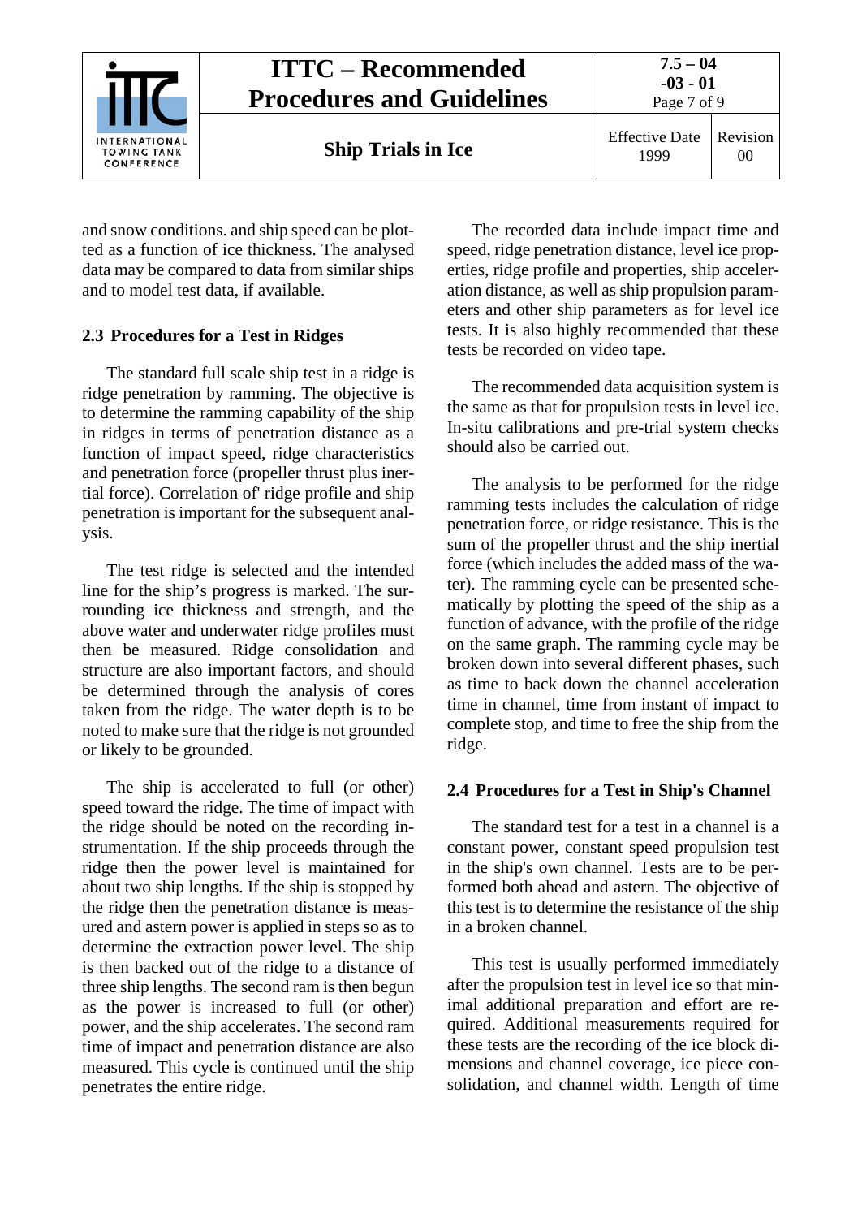and snow conditions. and ship speed can be plotted as a function of ice thickness. The analysed data may be compared to data from similar ships and to model test data, if available.

### 2.3 Procedures for a Test in Ridges

The standard full scale ship test in a ridge is ridge penetration by ramming. The objective is to determine the ramming capability of the ship in ridges in terms of penetration distance as a function of impact speed, ridge characteristics and penetration force (propeller thrust plus inertial force). Correlation of' ridge profile and ship penetration is important for the subsequent analysis.

The test ridge is selected and the intended line for the ship's progress is marked. The surrounding ice thickness and strength, and the above water and underwater ridge profiles must then be measured. Ridge consolidation and structure are also important factors, and should be determined through the analysis of cores taken from the ridge. The water depth is to be noted to make sure that the ridge is not grounded or likely to be grounded.

The ship is accelerated to full (or other) speed toward the ridge. The time of impact with the ridge should be noted on the recording instrumentation. If the ship proceeds through the ridge then the power level is maintained for about two ship lengths. If the ship is stopped by the ridge then the penetration distance is measured and astern power is applied in steps so as to determine the extraction power level. The ship is then backed out of the ridge to a distance of three ship lengths. The second ram is then begun as the power is increased to full (or other) power, and the ship accelerates. The second ram time of impact and penetration distance are also measured. This cycle is continued until the ship penetrates the entire ridge.

The recorded data include impact time and speed, ridge penetration distance, level ice properties, ridge profile and properties, ship acceleration distance, as well as ship propulsion parameters and other ship parameters as for level ice tests. It is also highly recommended that these tests be recorded on video tape.

The recommended data acquisition system is the same as that for propulsion tests in level ice. In-situ calibrations and pre-trial system checks should also be carried out.

The analysis to be performed for the ridge ramming tests includes the calculation of ridge penetration force, or ridge resistance. This is the sum of the propeller thrust and the ship inertial force (which includes the added mass of the water). The ramming cycle can be presented schematically by plotting the speed of the ship as a function of advance, with the profile of the ridge on the same graph. The ramming cycle may be broken down into several different phases, such as time to back down the channel acceleration time in channel, time from instant of impact to complete stop, and time to free the ship from the ridge.

### 2.4 Procedures for a Test in Ship's Channel

The standard test for a test in a channel is a constant power, constant speed propulsion test in the ship's own channel. Tests are to be performed both ahead and astern. The objective of this test is to determine the resistance of the ship in a broken channel.

This test is usually performed immediately after the propulsion test in level ice so that minimal additional preparation and effort are required. Additional measurements required for these tests are the recording of the ice block dimensions and channel coverage, ice piece consolidation, and channel width. Length of time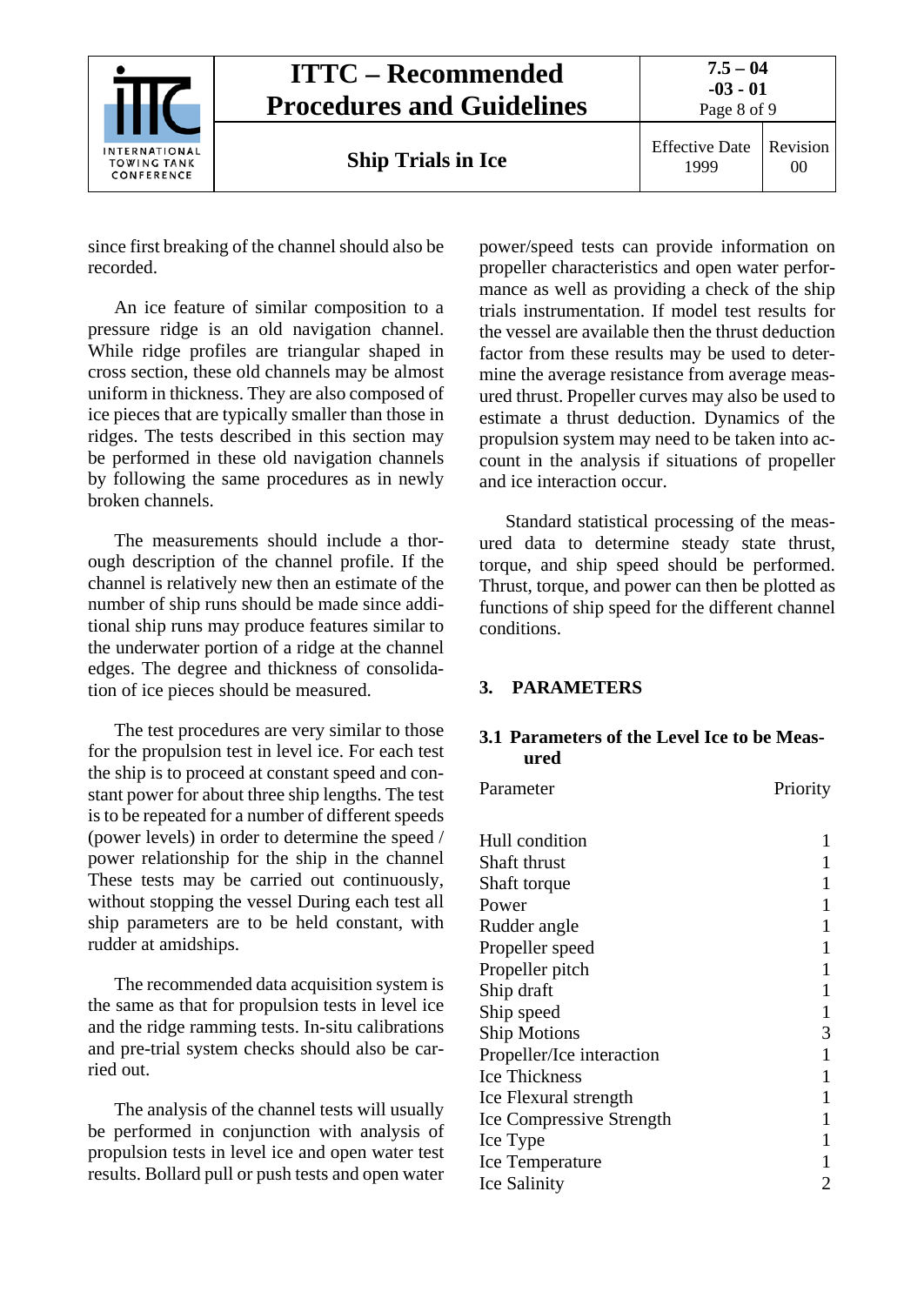since first breaking of the channel should also be recorded.

An ice feature of similar composition to a pressure ridge is an old navigation channel. While ridge profiles are triangular shaped in cross section, these old channels may be almost uniform in thickness. They are also composed of ice pieces that are typically smaller than those in ridges. The tests described in this section may be performed in these old navigation channels by following the same procedures as in newly broken channels.

The measurements should include a thorough description of the channel profile. If the channel is relatively new then an estimate of the number of ship runs should be made since additional ship runs may produce features similar to the underwater portion of a ridge at the channel edges. The degree and thickness of consolidation of ice pieces should be measured.

The test procedures are very similar to those for the propulsion test in level ice. For each test the ship is to proceed at constant speed and constant power for about three ship lengths. The test is to be repeated for a number of different speeds (power levels) in order to determine the speed / power relationship for the ship in the channel These tests may be carried out continuously, without stopping the vessel During each test all ship parameters are to be held constant, with rudder at amidships.

The recommended data acquisition system is the same as that for propulsion tests in level ice and the ridge ramming tests. In-situ calibrations and pre-trial system checks should also be carried out.

The analysis of the channel tests will usually be performed in conjunction with analysis of propulsion tests in level ice and open water test results. Bollard pull or push tests and open water power/speed tests can provide information on propeller characteristics and open water performance as well as providing a check of the ship trials instrumentation. If model test results for the vessel are available then the thrust deduction factor from these results may be used to determine the average resistance from average measured thrust. Propeller curves may also be used to estimate a thrust deduction. Dynamics of the propulsion system may need to be taken into account in the analysis if situations of propeller and ice interaction occur.

Standard statistical processing of the measured data to determine steady state thrust, torque, and ship speed should be performed. Thrust, torque, and power can then be plotted as functions of ship speed for the different channel conditions.

## 3. PARAMETERS

### 3.1 Parameters of the Level Ice to be Measured

| Parameter | Priority |
|---|---|
| Hull condition | 1 |
| Shaft thrust | 1 |
| Shaft torque | 1 |
| Power | 1 |
| Rudder angle | 1 |
| Propeller speed | 1 |
| Propeller pitch | 1 |
| Ship draft | 1 |
| Ship speed | 1 |
| Ship Motions | 3 |
| Propeller/Ice interaction | 1 |
| Ice Thickness | 1 |
| Ice Flexural strength | 1 |
| Ice Compressive Strength | 1 |
| Ice Type | 1 |
| Ice Temperature | 1 |
| Ice Salinity | 2 |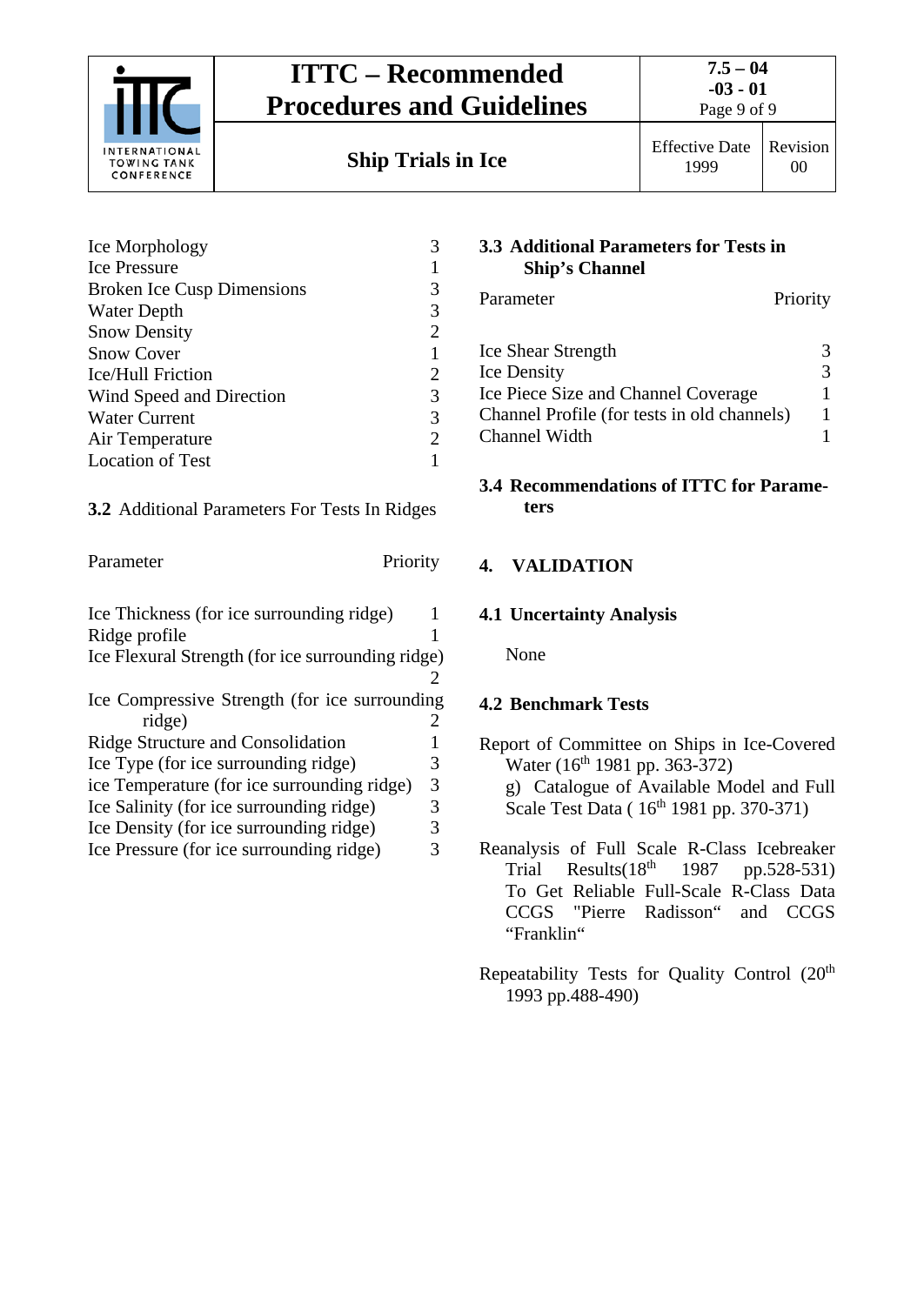| | |
|---|---|
| Ice Morphology | 3 |
| Ice Pressure | 1 |
| Broken Ice Cusp Dimensions | 3 |
| Water Depth | 3 |
| Snow Density | 2 |
| Snow Cover | 1 |
| Ice/Hull Friction | 2 |
| Wind Speed and Direction | 3 |
| Water Current | 3 |
| Air Temperature | 2 |
| Location of Test | 1 |

### 3.2 Additional Parameters For Tests In Ridges

| Parameter | Priority |
|---|---|
| Ice Thickness (for ice surrounding ridge) | 1 |
| Ridge profile | 1 |
| Ice Flexural Strength (for ice surrounding ridge) | 2 |
| Ice Compressive Strength (for ice surrounding ridge) | 2 |
| Ridge Structure and Consolidation | 1 |
| Ice Type (for ice surrounding ridge) | 3 |
| ice Temperature (for ice surrounding ridge) | 3 |
| Ice Salinity (for ice surrounding ridge) | 3 |
| Ice Density (for ice surrounding ridge) | 3 |
| Ice Pressure (for ice surrounding ridge) | 3 |

### 3.3 Additional Parameters for Tests in Ship's Channel

| Parameter | Priority |
|---|---|
| Ice Shear Strength | 3 |
| Ice Density | 3 |
| Ice Piece Size and Channel Coverage | 1 |
| Channel Profile (for tests in old channels) | 1 |
| Channel Width | 1 |

### 3.4 Recommendations of ITTC for Parameters

## 4. VALIDATION

### 4.1 Uncertainty Analysis

None

### 4.2 Benchmark Tests

Report of Committee on Ships in Ice-Covered Water (16th 1981 pp. 363-372)
g) Catalogue of Available Model and Full Scale Test Data ( 16th 1981 pp. 370-371)

Reanalysis of Full Scale R-Class Icebreaker Trial Results(18th 1987 pp.528-531) To Get Reliable Full-Scale R-Class Data CCGS "Pierre Radisson" and CCGS "Franklin"

Repeatability Tests for Quality Control (20th 1993 pp.488-490)